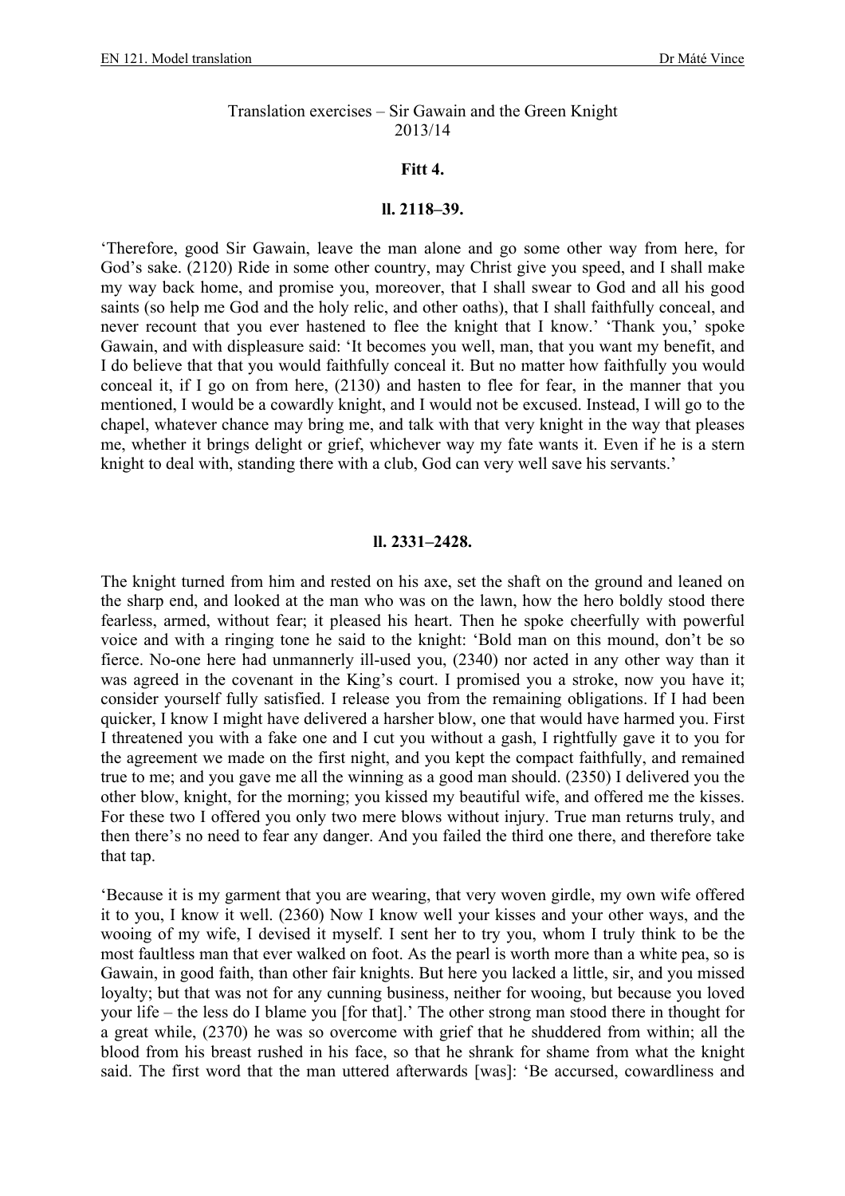Translation exercises – Sir Gawain and the Green Knight
2013/14

**Fitt 4.**

**ll. 2118–39.**

'Therefore, good Sir Gawain, leave the man alone and go some other way from here, for God's sake. (2120) Ride in some other country, may Christ give you speed, and I shall make my way back home, and promise you, moreover, that I shall swear to God and all his good saints (so help me God and the holy relic, and other oaths), that I shall faithfully conceal, and never recount that you ever hastened to flee the knight that I know.' 'Thank you,' spoke Gawain, and with displeasure said: 'It becomes you well, man, that you want my benefit, and I do believe that that you would faithfully conceal it. But no matter how faithfully you would conceal it, if I go on from here, (2130) and hasten to flee for fear, in the manner that you mentioned, I would be a cowardly knight, and I would not be excused. Instead, I will go to the chapel, whatever chance may bring me, and talk with that very knight in the way that pleases me, whether it brings delight or grief, whichever way my fate wants it. Even if he is a stern knight to deal with, standing there with a club, God can very well save his servants.'

**ll. 2331–2428.**

The knight turned from him and rested on his axe, set the shaft on the ground and leaned on the sharp end, and looked at the man who was on the lawn, how the hero boldly stood there fearless, armed, without fear; it pleased his heart. Then he spoke cheerfully with powerful voice and with a ringing tone he said to the knight: 'Bold man on this mound, don't be so fierce. No-one here had unmannerly ill-used you, (2340) nor acted in any other way than it was agreed in the covenant in the King's court. I promised you a stroke, now you have it; consider yourself fully satisfied. I release you from the remaining obligations. If I had been quicker, I know I might have delivered a harsher blow, one that would have harmed you. First I threatened you with a fake one and I cut you without a gash, I rightfully gave it to you for the agreement we made on the first night, and you kept the compact faithfully, and remained true to me; and you gave me all the winning as a good man should. (2350) I delivered you the other blow, knight, for the morning; you kissed my beautiful wife, and offered me the kisses. For these two I offered you only two mere blows without injury. True man returns truly, and then there's no need to fear any danger. And you failed the third one there, and therefore take that tap.

'Because it is my garment that you are wearing, that very woven girdle, my own wife offered it to you, I know it well. (2360) Now I know well your kisses and your other ways, and the wooing of my wife, I devised it myself. I sent her to try you, whom I truly think to be the most faultless man that ever walked on foot. As the pearl is worth more than a white pea, so is Gawain, in good faith, than other fair knights. But here you lacked a little, sir, and you missed loyalty; but that was not for any cunning business, neither for wooing, but because you loved your life – the less do I blame you [for that].' The other strong man stood there in thought for a great while, (2370) he was so overcome with grief that he shuddered from within; all the blood from his breast rushed in his face, so that he shrank for shame from what the knight said. The first word that the man uttered afterwards [was]: 'Be accursed, cowardliness and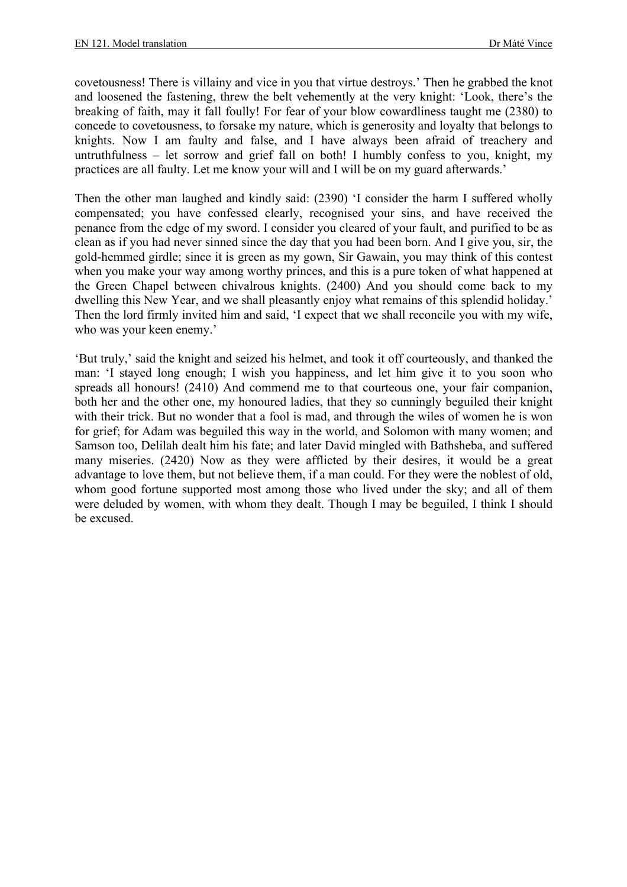covetousness! There is villainy and vice in you that virtue destroys.' Then he grabbed the knot and loosened the fastening, threw the belt vehemently at the very knight: 'Look, there's the breaking of faith, may it fall foully! For fear of your blow cowardliness taught me (2380) to concede to covetousness, to forsake my nature, which is generosity and loyalty that belongs to knights. Now I am faulty and false, and I have always been afraid of treachery and untruthfulness – let sorrow and grief fall on both! I humbly confess to you, knight, my practices are all faulty. Let me know your will and I will be on my guard afterwards.'

Then the other man laughed and kindly said: (2390) 'I consider the harm I suffered wholly compensated; you have confessed clearly, recognised your sins, and have received the penance from the edge of my sword. I consider you cleared of your fault, and purified to be as clean as if you had never sinned since the day that you had been born. And I give you, sir, the gold-hemmed girdle; since it is green as my gown, Sir Gawain, you may think of this contest when you make your way among worthy princes, and this is a pure token of what happened at the Green Chapel between chivalrous knights. (2400) And you should come back to my dwelling this New Year, and we shall pleasantly enjoy what remains of this splendid holiday.' Then the lord firmly invited him and said, 'I expect that we shall reconcile you with my wife, who was your keen enemy.'

'But truly,' said the knight and seized his helmet, and took it off courteously, and thanked the man: 'I stayed long enough; I wish you happiness, and let him give it to you soon who spreads all honours! (2410) And commend me to that courteous one, your fair companion, both her and the other one, my honoured ladies, that they so cunningly beguiled their knight with their trick. But no wonder that a fool is mad, and through the wiles of women he is won for grief; for Adam was beguiled this way in the world, and Solomon with many women; and Samson too, Delilah dealt him his fate; and later David mingled with Bathsheba, and suffered many miseries. (2420) Now as they were afflicted by their desires, it would be a great advantage to love them, but not believe them, if a man could. For they were the noblest of old, whom good fortune supported most among those who lived under the sky; and all of them were deluded by women, with whom they dealt. Though I may be beguiled, I think I should be excused.